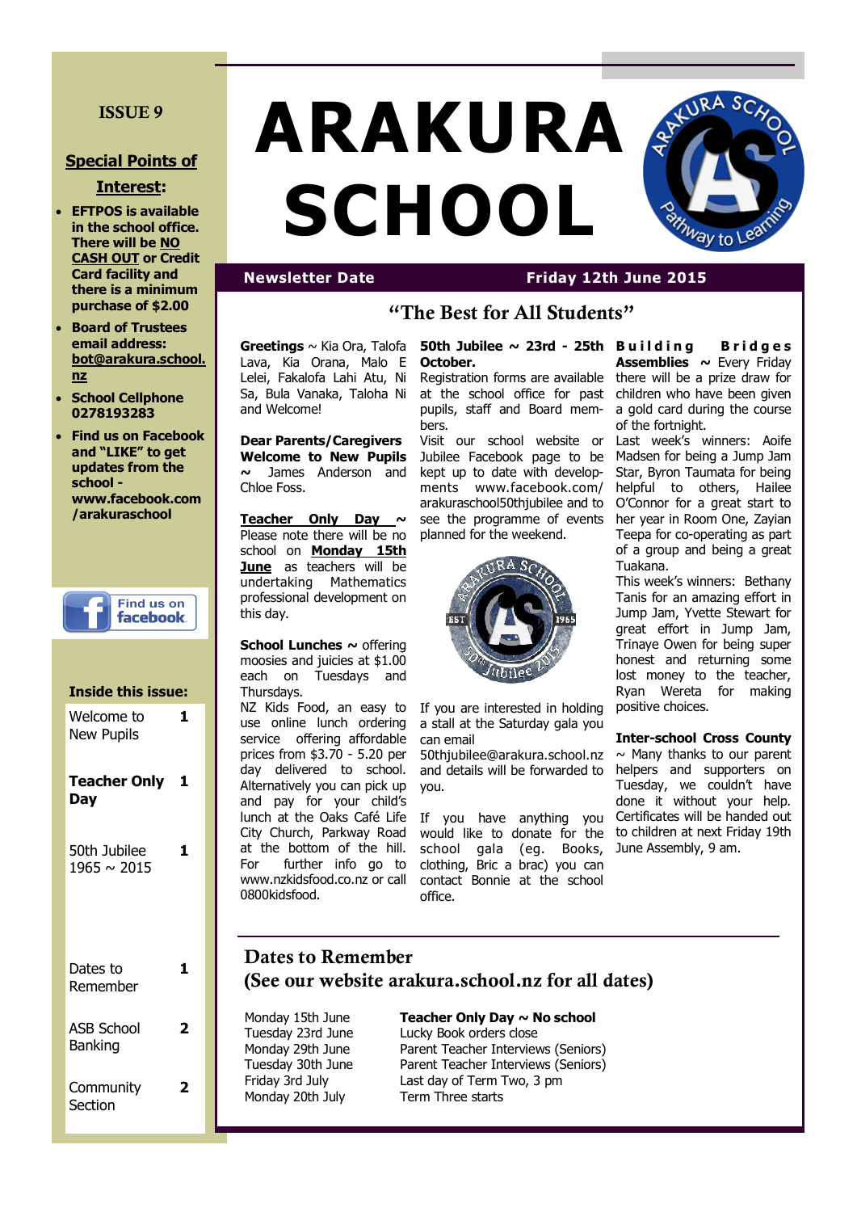# ARAKURA SCHOOL

ISSUE 9

**Newsletter Date** **Friday 12th June 2015**

## "The Best for All Students"

### Special Points of Interest:

- **EFTPOS is available in the school office. There will be NO CASH OUT or Credit Card facility and there is a minimum purchase of $2.00**
- **Board of Trustees email address: bot@arakura.school.nz**
- **School Cellphone 0278193283**
- **Find us on Facebook and "LIKE" to get updates from the school - www.facebook.com /arakuraschool**

Find us on facebook

### Inside this issue:

| | |
|---|---|
| Welcome to New Pupils | 1 |
| **Teacher Only Day** | 1 |
| 50th Jubilee 1965 ~ 2015 | 1 |
| Dates to Remember | 1 |
| ASB School Banking | 2 |
| Community Section | 2 |

**Greetings** ~ Kia Ora, Talofa Lava, Kia Orana, Malo E Lelei, Fakalofa Lahi Atu, Ni Sa, Bula Vanaka, Taloha Ni and Welcome!

**Dear Parents/Caregivers**

**Welcome to New Pupils ~** James Anderson and Chloe Foss.

**Teacher Only Day ~** Please note there will be no school on **Monday 15th June** as teachers will be undertaking Mathematics professional development on this day.

**School Lunches ~** offering moosies and juicies at $1.00 each on Tuesdays and Thursdays.

NZ Kids Food, an easy to use online lunch ordering service offering affordable prices from $3.70 - 5.20 per day delivered to school. Alternatively you can pick up and pay for your child's lunch at the Oaks Café Life City Church, Parkway Road at the bottom of the hill. For further info go to www.nzkidsfood.co.nz or call 0800kidsfood.

**50th Jubilee ~ 23rd - 25th October.**

Registration forms are available at the school office for past pupils, staff and Board members.

Visit our school website or Jubilee Facebook page to be kept up to date with developments www.facebook.com/arakuraschool50thjubilee and to see the programme of events planned for the weekend.

If you are interested in holding a stall at the Saturday gala you can email 50thjubilee@arakura.school.nz and details will be forwarded to you.

If you have anything you would like to donate for the school gala (eg. Books, clothing, Bric a brac) you can contact Bonnie at the school office.

**Building Bridges Assemblies ~** Every Friday there will be a prize draw for children who have been given a gold card during the course of the fortnight.

Last week's winners: Aoife Madsen for being a Jump Jam Star, Byron Taumata for being helpful to others, Hailee O'Connor for a great start to her year in Room One, Zayian Teepa for co-operating as part of a group and being a great Tuakana.

This week's winners: Bethany Tanis for an amazing effort in Jump Jam, Yvette Stewart for great effort in Jump Jam, Trinaye Owen for being super honest and returning some lost money to the teacher, Ryan Wereta for making positive choices.

**Inter-school Cross County** ~ Many thanks to our parent helpers and supporters on Tuesday, we couldn't have done it without your help. Certificates will be handed out to children at next Friday 19th June Assembly, 9 am.

## Dates to Remember
## (See our website arakura.school.nz for all dates)

| | |
|---|---|
| Monday 15th June | **Teacher Only Day ~ No school** |
| Tuesday 23rd June | Lucky Book orders close |
| Monday 29th June | Parent Teacher Interviews (Seniors) |
| Tuesday 30th June | Parent Teacher Interviews (Seniors) |
| Friday 3rd July | Last day of Term Two, 3 pm |
| Monday 20th July | Term Three starts |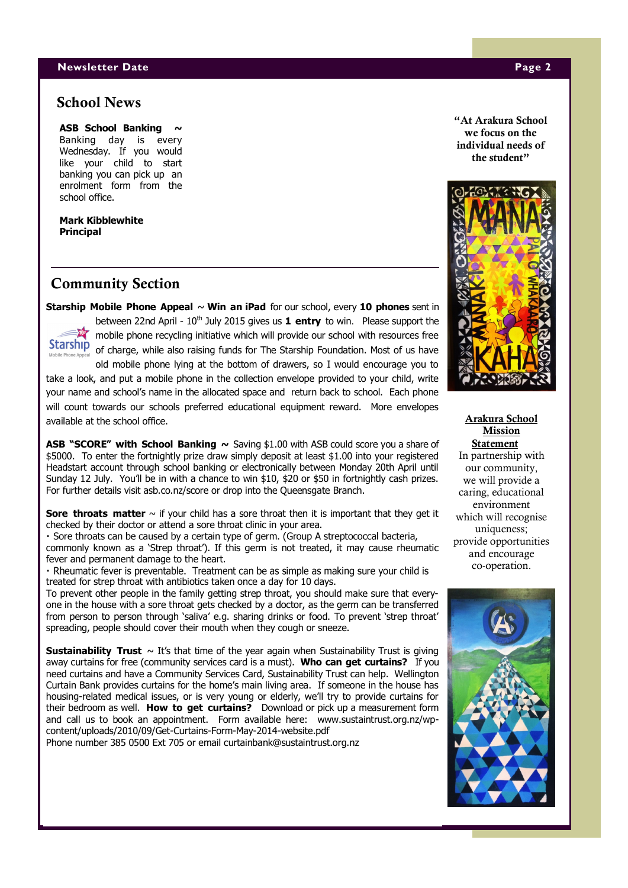## School News

**ASB School Banking ~** Banking day is every Wednesday. If you would like your child to start banking you can pick up an enrolment form from the school office.

**Mark Kibblewhite**
**Principal**

## Community Section

**Starship Mobile Phone Appeal** ~ **Win an iPad** for our school, every **10 phones** sent in between 22nd April - 10th July 2015 gives us **1 entry** to win. Please support the mobile phone recycling initiative which will provide our school with resources free of charge, while also raising funds for The Starship Foundation. Most of us have old mobile phone lying at the bottom of drawers, so I would encourage you to take a look, and put a mobile phone in the collection envelope provided to your child, write your name and school's name in the allocated space and return back to school. Each phone will count towards our schools preferred educational equipment reward. More envelopes available at the school office.

**ASB "SCORE" with School Banking ~** Saving $1.00 with ASB could score you a share of $5000. To enter the fortnightly prize draw simply deposit at least $1.00 into your registered Headstart account through school banking or electronically between Monday 20th April until Sunday 12 July. You'll be in with a chance to win $10, $20 or $50 in fortnightly cash prizes. For further details visit asb.co.nz/score or drop into the Queensgate Branch.

**Sore throats matter** ~ if your child has a sore throat then it is important that they get it checked by their doctor or attend a sore throat clinic in your area.

- Sore throats can be caused by a certain type of germ. (Group A streptococcal bacteria, commonly known as a 'Strep throat'). If this germ is not treated, it may cause rheumatic fever and permanent damage to the heart.
- Rheumatic fever is preventable. Treatment can be as simple as making sure your child is treated for strep throat with antibiotics taken once a day for 10 days.

To prevent other people in the family getting strep throat, you should make sure that everyone in the house with a sore throat gets checked by a doctor, as the germ can be transferred from person to person through 'saliva' e.g. sharing drinks or food. To prevent 'strep throat' spreading, people should cover their mouth when they cough or sneeze.

**Sustainability Trust** ~ It's that time of the year again when Sustainability Trust is giving away curtains for free (community services card is a must). **Who can get curtains?** If you need curtains and have a Community Services Card, Sustainability Trust can help. Wellington Curtain Bank provides curtains for the home's main living area. If someone in the house has housing-related medical issues, or is very young or elderly, we'll try to provide curtains for their bedroom as well. **How to get curtains?** Download or pick up a measurement form and call us to book an appointment. Form available here: www.sustaintrust.org.nz/wp-content/uploads/2010/09/Get-Curtains-Form-May-2014-website.pdf
Phone number 385 0500 Ext 705 or email curtainbank@sustaintrust.org.nz

**"At Arakura School we focus on the individual needs of the student"**

**Arakura School Mission Statement**

In partnership with our community, we will provide a caring, educational environment which will recognise uniqueness; provide opportunities and encourage co-operation.